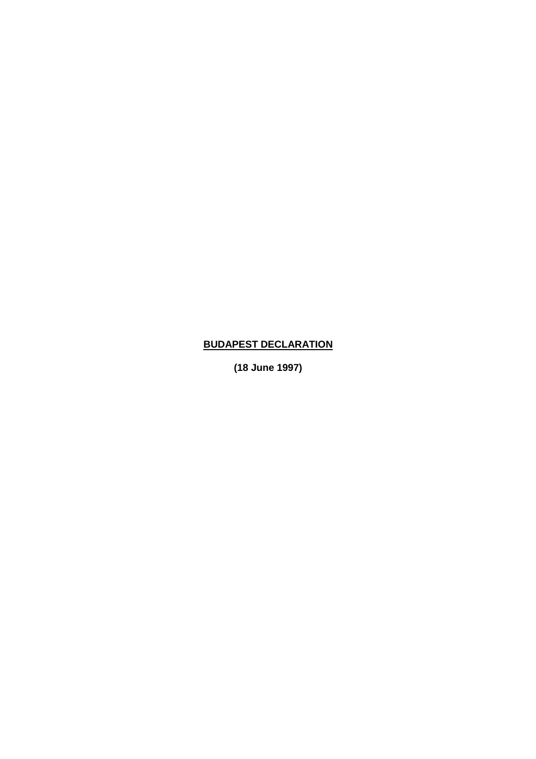# **BUDAPEST DECLARATION**

**(18 June 1997)**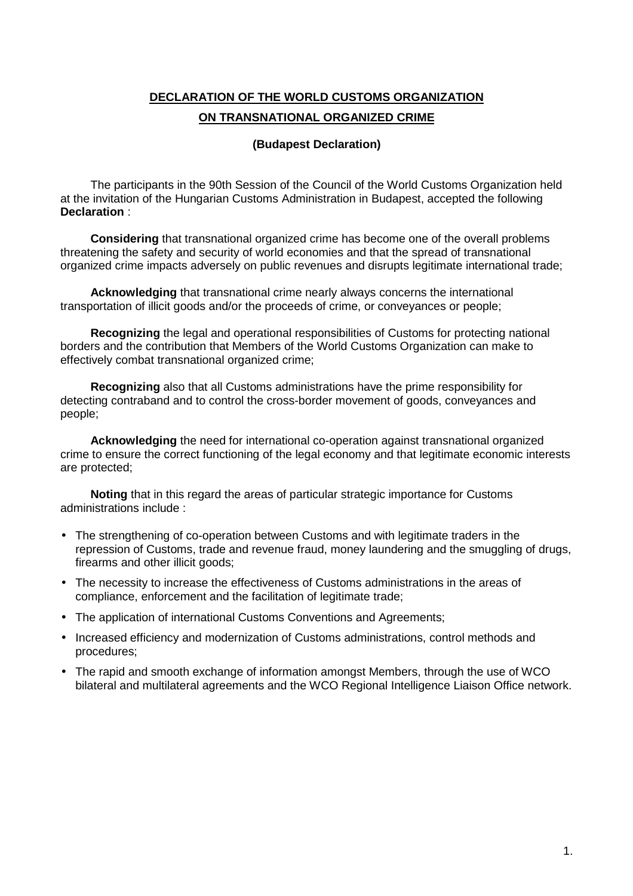**DECLARATION OF THE WORLD CUSTOMS ORGANIZATION**

**ON TRANSNATIONAL ORGANIZED CRIME**

**(Budapest Declaration)**

The participants in the 90th Session of the Council of the World Customs Organization held at the invitation of the Hungarian Customs Administration in Budapest, accepted the following **Declaration** :

**Considering** that transnational organized crime has become one of the overall problems threatening the safety and security of world economies and that the spread of transnational organized crime impacts adversely on public revenues and disrupts legitimate international trade;

**Acknowledging** that transnational crime nearly always concerns the international transportation of illicit goods and/or the proceeds of crime, or conveyances or people;

**Recognizing** the legal and operational responsibilities of Customs for protecting national borders and the contribution that Members of the World Customs Organization can make to effectively combat transnational organized crime;

**Recognizing** also that all Customs administrations have the prime responsibility for detecting contraband and to control the cross-border movement of goods, conveyances and people;

**Acknowledging** the need for international co-operation against transnational organized crime to ensure the correct functioning of the legal economy and that legitimate economic interests are protected;

**Noting** that in this regard the areas of particular strategic importance for Customs administrations include :

- The strengthening of co-operation between Customs and with legitimate traders in the repression of Customs, trade and revenue fraud, money laundering and the smuggling of drugs, firearms and other illicit goods;
- The necessity to increase the effectiveness of Customs administrations in the areas of compliance, enforcement and the facilitation of legitimate trade;
- The application of international Customs Conventions and Agreements;
- Increased efficiency and modernization of Customs administrations, control methods and procedures;
- The rapid and smooth exchange of information amongst Members, through the use of WCO bilateral and multilateral agreements and the WCO Regional Intelligence Liaison Office network.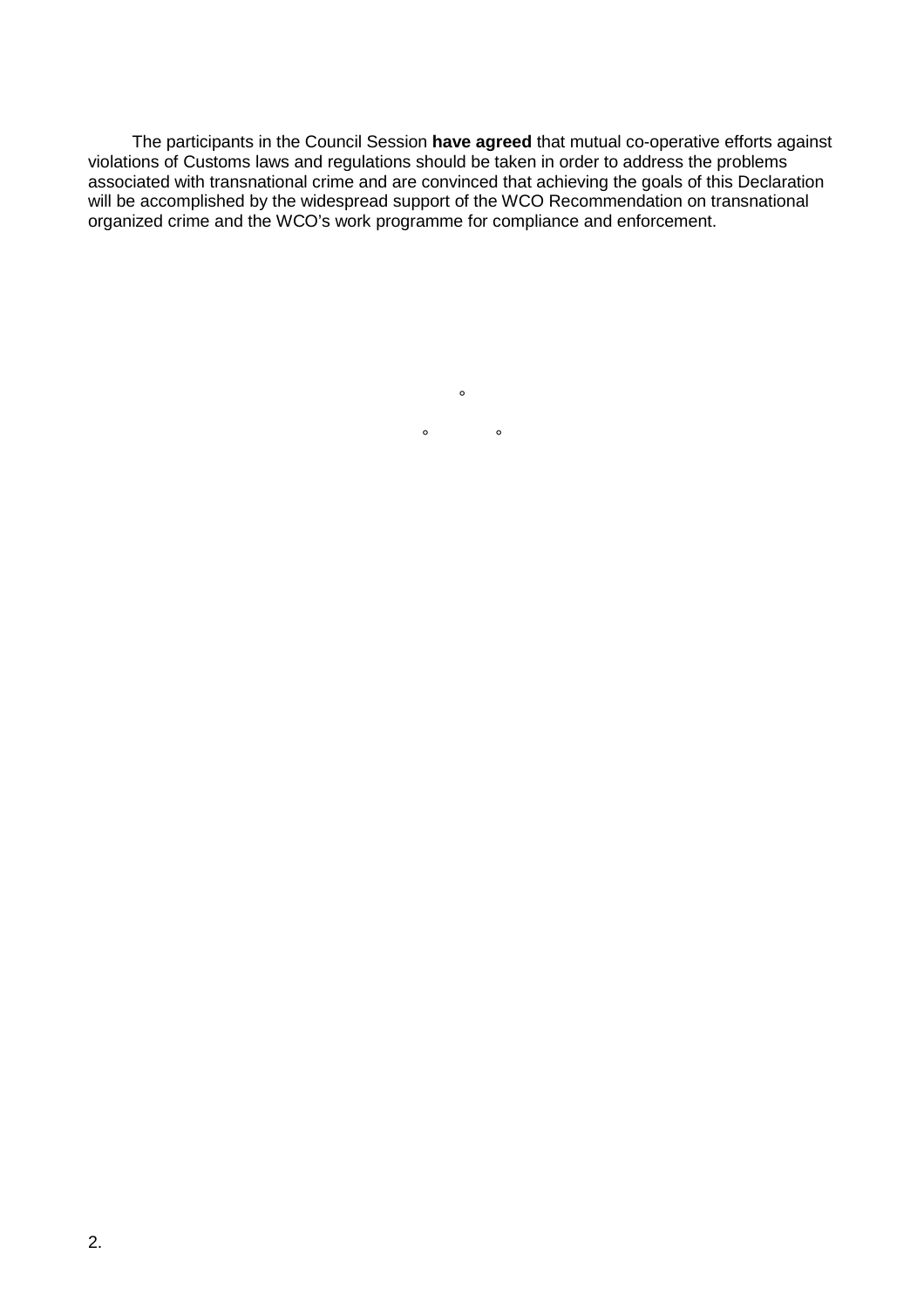The participants in the Council Session **have agreed** that mutual co-operative efforts against violations of Customs laws and regulations should be taken in order to address the problems associated with transnational crime and are convinced that achieving the goals of this Declaration will be accomplished by the widespread support of the WCO Recommendation on transnational organized crime and the WCO's work programme for compliance and enforcement.

。

。 。